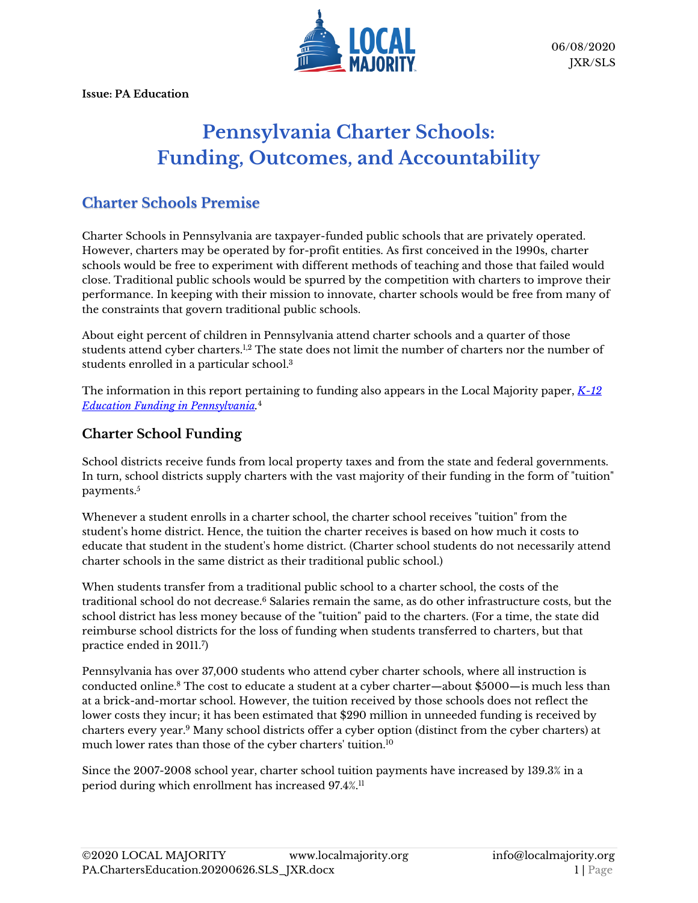06/08/2020
JXR/SLS

**Issue: PA Education**

# Pennsylvania Charter Schools: Funding, Outcomes, and Accountability

## Charter Schools Premise

Charter Schools in Pennsylvania are taxpayer-funded public schools that are privately operated. However, charters may be operated by for-profit entities. As first conceived in the 1990s, charter schools would be free to experiment with different methods of teaching and those that failed would close. Traditional public schools would be spurred by the competition with charters to improve their performance. In keeping with their mission to innovate, charter schools would be free from many of the constraints that govern traditional public schools.

About eight percent of children in Pennsylvania attend charter schools and a quarter of those students attend cyber charters.[1,2] The state does not limit the number of charters nor the number of students enrolled in a particular school.[3]

The information in this report pertaining to funding also appears in the Local Majority paper, *K-12 Education Funding in Pennsylvania*.[4]

### Charter School Funding

School districts receive funds from local property taxes and from the state and federal governments. In turn, school districts supply charters with the vast majority of their funding in the form of "tuition" payments.[5]

Whenever a student enrolls in a charter school, the charter school receives "tuition" from the student's home district. Hence, the tuition the charter receives is based on how much it costs to educate that student in the student's home district. (Charter school students do not necessarily attend charter schools in the same district as their traditional public school.)

When students transfer from a traditional public school to a charter school, the costs of the traditional school do not decrease.[6] Salaries remain the same, as do other infrastructure costs, but the school district has less money because of the "tuition" paid to the charters. (For a time, the state did reimburse school districts for the loss of funding when students transferred to charters, but that practice ended in 2011.[7])

Pennsylvania has over 37,000 students who attend cyber charter schools, where all instruction is conducted online.[8] The cost to educate a student at a cyber charter—about $5000—is much less than at a brick-and-mortar school. However, the tuition received by those schools does not reflect the lower costs they incur; it has been estimated that $290 million in unneeded funding is received by charters every year.[9] Many school districts offer a cyber option (distinct from the cyber charters) at much lower rates than those of the cyber charters' tuition.[10]

Since the 2007-2008 school year, charter school tuition payments have increased by 139.3% in a period during which enrollment has increased 97.4%.[11]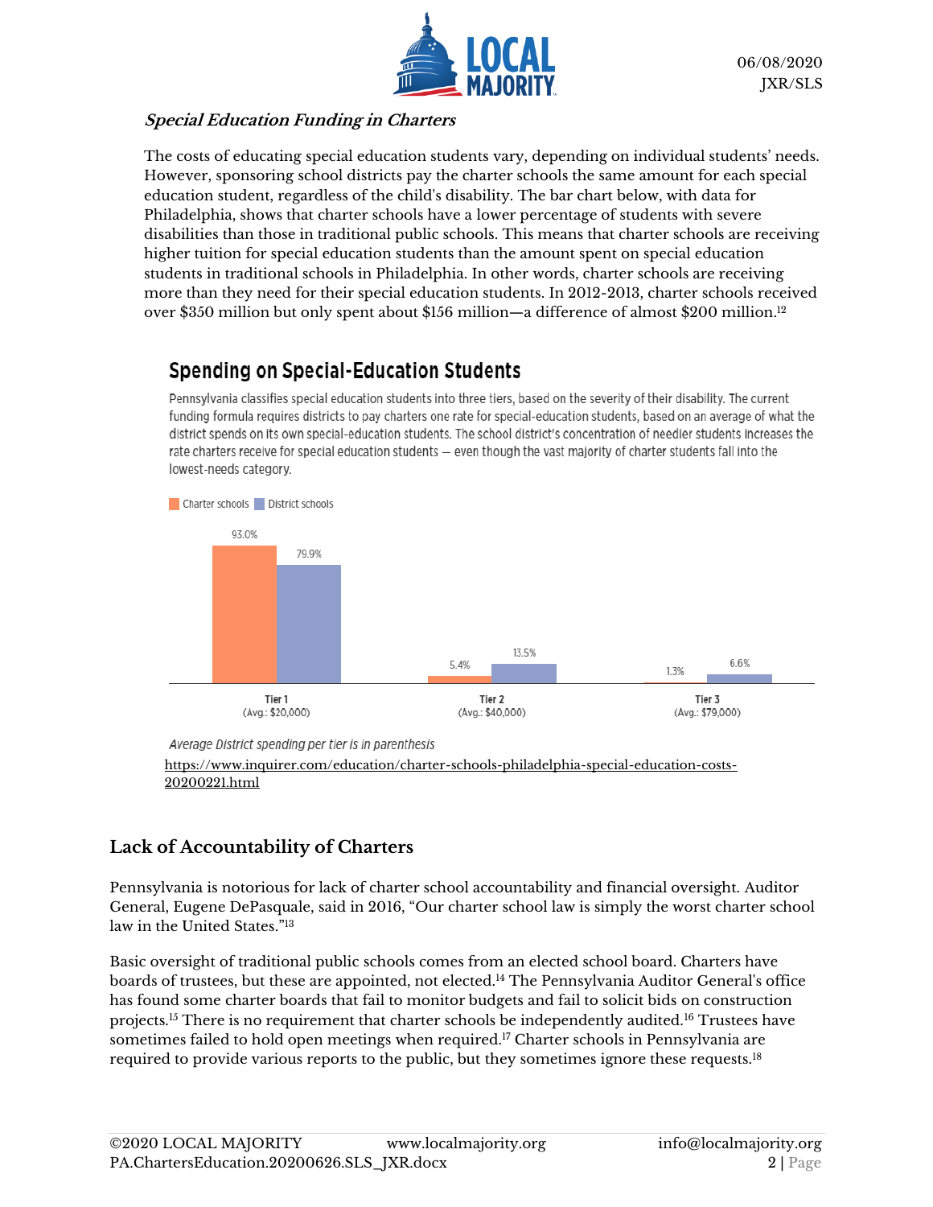***Special Education Funding in Charters***

The costs of educating special education students vary, depending on individual students' needs. However, sponsoring school districts pay the charter schools the same amount for each special education student, regardless of the child's disability. The bar chart below, with data for Philadelphia, shows that charter schools have a lower percentage of students with severe disabilities than those in traditional public schools. This means that charter schools are receiving higher tuition for special education students than the amount spent on special education students in traditional schools in Philadelphia. In other words, charter schools are receiving more than they need for their special education students. In 2012-2013, charter schools received over $350 million but only spent about $156 million—a difference of almost $200 million.[12]

### Spending on Special-Education Students

Pennsylvania classifies special education students into three tiers, based on the severity of their disability. The current funding formula requires districts to pay charters one rate for special-education students, based on an average of what the district spends on its own special-education students. The school district's concentration of needier students increases the rate charters receive for special education students — even though the vast majority of charter students fall into the lowest-needs category.

| | Charter schools | District schools |
|---|---|---|
| Tier 1 (Avg.: $20,000) | 93.0% | 79.9% |
| Tier 2 (Avg.: $40,000) | 5.4% | 13.5% |
| Tier 3 (Avg.: $79,000) | 1.3% | 6.6% |

*Average District spending per tier is in parenthesis*

https://www.inquirer.com/education/charter-schools-philadelphia-special-education-costs-20200221.html

## Lack of Accountability of Charters

Pennsylvania is notorious for lack of charter school accountability and financial oversight. Auditor General, Eugene DePasquale, said in 2016, "Our charter school law is simply the worst charter school law in the United States."[13]

Basic oversight of traditional public schools comes from an elected school board. Charters have boards of trustees, but these are appointed, not elected.[14] The Pennsylvania Auditor General's office has found some charter boards that fail to monitor budgets and fail to solicit bids on construction projects.[15] There is no requirement that charter schools be independently audited.[16] Trustees have sometimes failed to hold open meetings when required.[17] Charter schools in Pennsylvania are required to provide various reports to the public, but they sometimes ignore these requests.[18]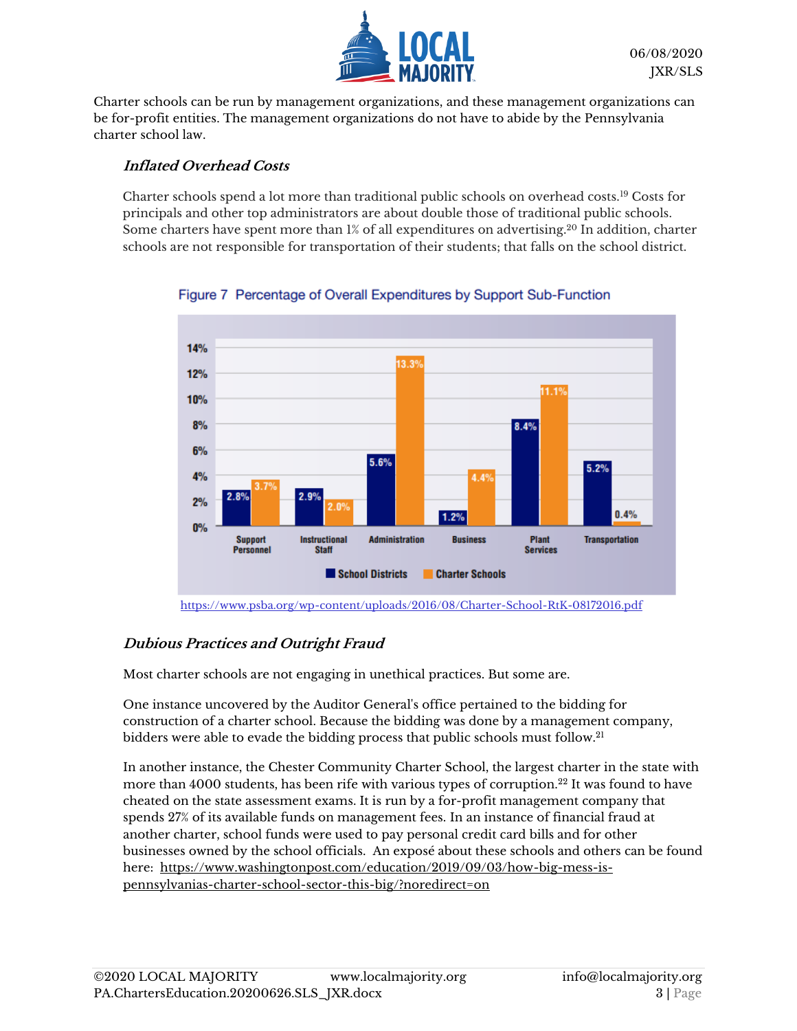Charter schools can be run by management organizations, and these management organizations can be for-profit entities. The management organizations do not have to abide by the Pennsylvania charter school law.

### *Inflated Overhead Costs*

Charter schools spend a lot more than traditional public schools on overhead costs.[19] Costs for principals and other top administrators are about double those of traditional public schools. Some charters have spent more than 1% of all expenditures on advertising.[20] In addition, charter schools are not responsible for transportation of their students; that falls on the school district.

Figure 7 Percentage of Overall Expenditures by Support Sub-Function

| Sub-Function | School Districts | Charter Schools |
|---|---|---|
| Support Personnel | 2.8% | 3.7% |
| Instructional Staff | 2.9% | 2.0% |
| Administration | 5.6% | 13.3% |
| Business | 1.2% | 4.4% |
| Plant Services | 8.4% | 11.1% |
| Transportation | 5.2% | 0.4% |

https://www.psba.org/wp-content/uploads/2016/08/Charter-School-RtK-08172016.pdf

### *Dubious Practices and Outright Fraud*

Most charter schools are not engaging in unethical practices. But some are.

One instance uncovered by the Auditor General's office pertained to the bidding for construction of a charter school. Because the bidding was done by a management company, bidders were able to evade the bidding process that public schools must follow.[21]

In another instance, the Chester Community Charter School, the largest charter in the state with more than 4000 students, has been rife with various types of corruption.[22] It was found to have cheated on the state assessment exams. It is run by a for-profit management company that spends 27% of its available funds on management fees. In an instance of financial fraud at another charter, school funds were used to pay personal credit card bills and for other businesses owned by the school officials. An exposé about these schools and others can be found here: https://www.washingtonpost.com/education/2019/09/03/how-big-mess-is-pennsylvanias-charter-school-sector-this-big/?noredirect=on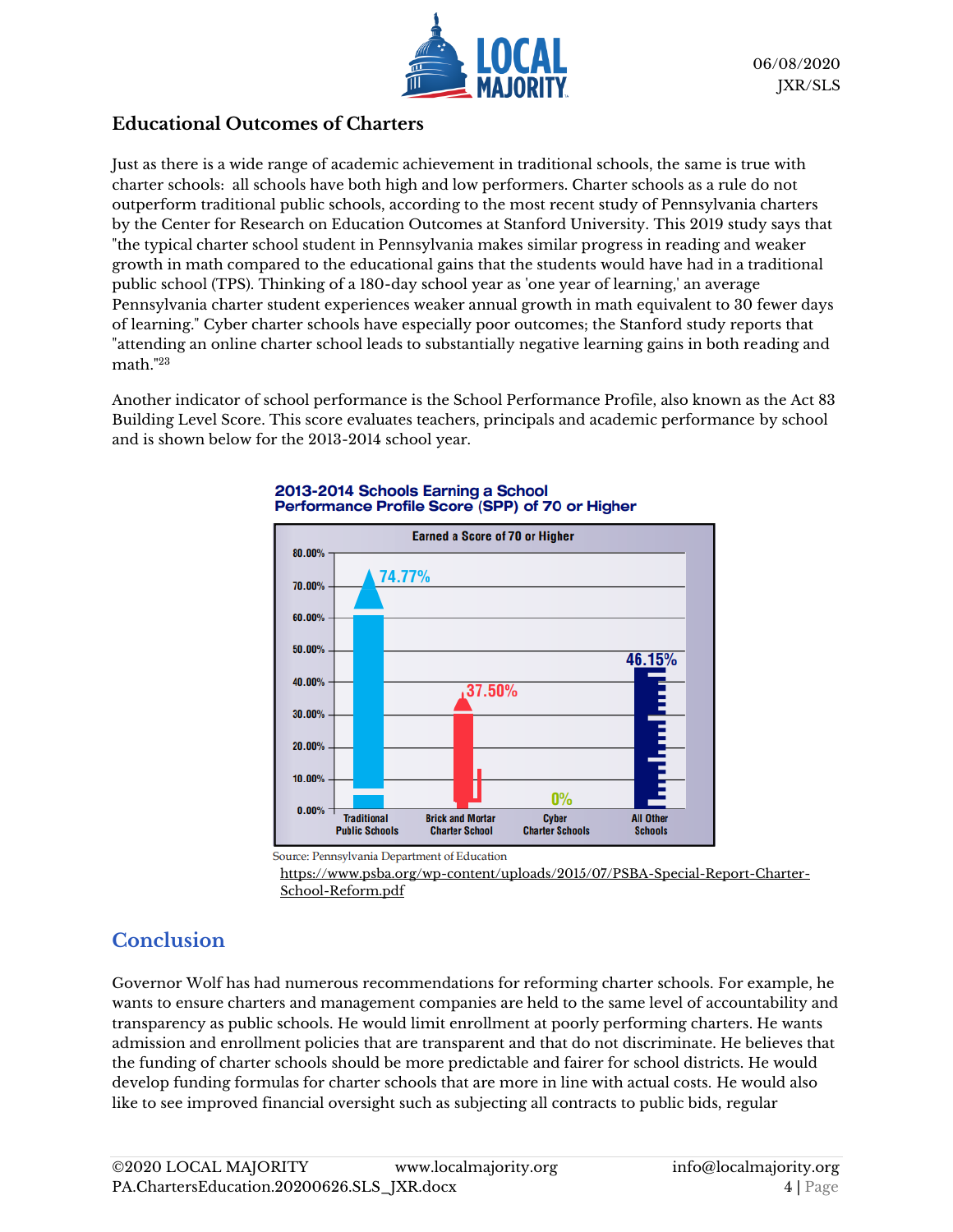### Educational Outcomes of Charters

Just as there is a wide range of academic achievement in traditional schools, the same is true with charter schools: all schools have both high and low performers. Charter schools as a rule do not outperform traditional public schools, according to the most recent study of Pennsylvania charters by the Center for Research on Education Outcomes at Stanford University. This 2019 study says that "the typical charter school student in Pennsylvania makes similar progress in reading and weaker growth in math compared to the educational gains that the students would have had in a traditional public school (TPS). Thinking of a 180-day school year as 'one year of learning,' an average Pennsylvania charter student experiences weaker annual growth in math equivalent to 30 fewer days of learning." Cyber charter schools have especially poor outcomes; the Stanford study reports that "attending an online charter school leads to substantially negative learning gains in both reading and math."[23]

Another indicator of school performance is the School Performance Profile, also known as the Act 83 Building Level Score. This score evaluates teachers, principals and academic performance by school and is shown below for the 2013-2014 school year.

**2013-2014 Schools Earning a School Performance Profile Score (SPP) of 70 or Higher**

Earned a Score of 70 or Higher

| School Type | Percentage |
|---|---|
| Traditional Public Schools | 74.77% |
| Brick and Mortar Charter School | 37.50% |
| Cyber Charter Schools | 0% |
| All Other Schools | 46.15% |

Source: Pennsylvania Department of Education

https://www.psba.org/wp-content/uploads/2015/07/PSBA-Special-Report-Charter-School-Reform.pdf

## Conclusion

Governor Wolf has had numerous recommendations for reforming charter schools. For example, he wants to ensure charters and management companies are held to the same level of accountability and transparency as public schools. He would limit enrollment at poorly performing charters. He wants admission and enrollment policies that are transparent and that do not discriminate. He believes that the funding of charter schools should be more predictable and fairer for school districts. He would develop funding formulas for charter schools that are more in line with actual costs. He would also like to see improved financial oversight such as subjecting all contracts to public bids, regular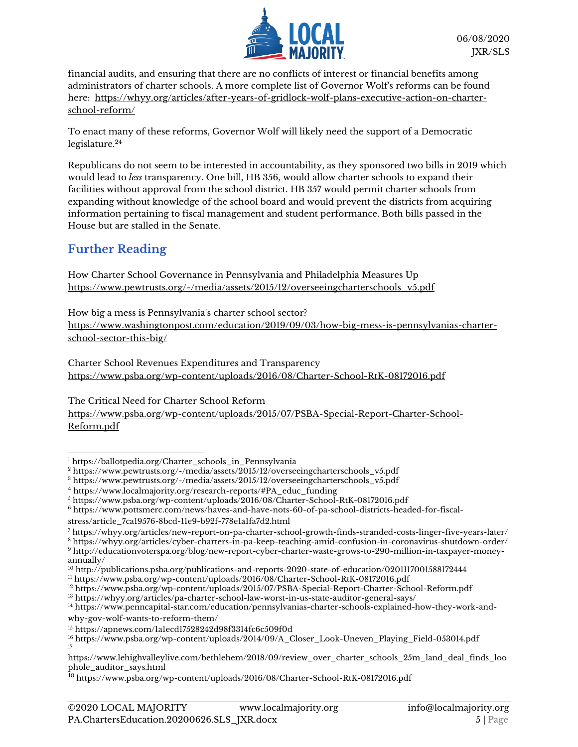financial audits, and ensuring that there are no conflicts of interest or financial benefits among administrators of charter schools. A more complete list of Governor Wolf's reforms can be found here: https://whyy.org/articles/after-years-of-gridlock-wolf-plans-executive-action-on-charter-school-reform/

To enact many of these reforms, Governor Wolf will likely need the support of a Democratic legislature.[24]

Republicans do not seem to be interested in accountability, as they sponsored two bills in 2019 which would lead to *less* transparency. One bill, HB 356, would allow charter schools to expand their facilities without approval from the school district. HB 357 would permit charter schools from expanding without knowledge of the school board and would prevent the districts from acquiring information pertaining to fiscal management and student performance. Both bills passed in the House but are stalled in the Senate.

## Further Reading

How Charter School Governance in Pennsylvania and Philadelphia Measures Up
https://www.pewtrusts.org/-/media/assets/2015/12/overseeingcharterschools_v5.pdf

How big a mess is Pennsylvania's charter school sector?
https://www.washingtonpost.com/education/2019/09/03/how-big-mess-is-pennsylvanias-charter-school-sector-this-big/

Charter School Revenues Expenditures and Transparency
https://www.psba.org/wp-content/uploads/2016/08/Charter-School-RtK-08172016.pdf

The Critical Need for Charter School Reform
https://www.psba.org/wp-content/uploads/2015/07/PSBA-Special-Report-Charter-School-Reform.pdf

---

[1] https://ballotpedia.org/Charter_schools_in_Pennsylvania
[2] https://www.pewtrusts.org/-/media/assets/2015/12/overseeingcharterschools_v5.pdf
[3] https://www.pewtrusts.org/-/media/assets/2015/12/overseeingcharterschools_v5.pdf
[4] https://www.localmajority.org/research-reports/#PA_educ_funding
[5] https://www.psba.org/wp-content/uploads/2016/08/Charter-School-RtK-08172016.pdf
[6] https://www.pottsmerc.com/news/haves-and-have-nots-60-of-pa-school-districts-headed-for-fiscal-stress/article_7ca19576-8bcd-11e9-b92f-778e1a1fa7d2.html
[7] https://whyy.org/articles/new-report-on-pa-charter-school-growth-finds-stranded-costs-linger-five-years-later/
[8] https://whyy.org/articles/cyber-charters-in-pa-keep-teaching-amid-confusion-in-coronavirus-shutdown-order/
[9] http://educationvoterspa.org/blog/new-report-cyber-charter-waste-grows-to-290-million-in-taxpayer-money-annually/
[10] http://publications.psba.org/publications-and-reports-2020-state-of-education/02011170015881724444
[11] https://www.psba.org/wp-content/uploads/2016/08/Charter-School-RtK-08172016.pdf
[12] https://www.psba.org/wp-content/uploads/2015/07/PSBA-Special-Report-Charter-School-Reform.pdf
[13] https://whyy.org/articles/pa-charter-school-law-worst-in-us-state-auditor-general-says/
[14] https://www.penncapital-star.com/education/pennsylvanias-charter-schools-explained-how-they-work-and-why-gov-wolf-wants-to-reform-them/
[15] https://apnews.com/1a1ecd17528242d98f3314fc6c509f0d
[16] https://www.psba.org/wp-content/uploads/2014/09/A_Closer_Look-Uneven_Playing_Field-053014.pdf
[17] https://www.lehighvalleylive.com/bethlehem/2018/09/review_over_charter_schools_25m_land_deal_finds_loophole_auditor_says.html
[18] https://www.psba.org/wp-content/uploads/2016/08/Charter-School-RtK-08172016.pdf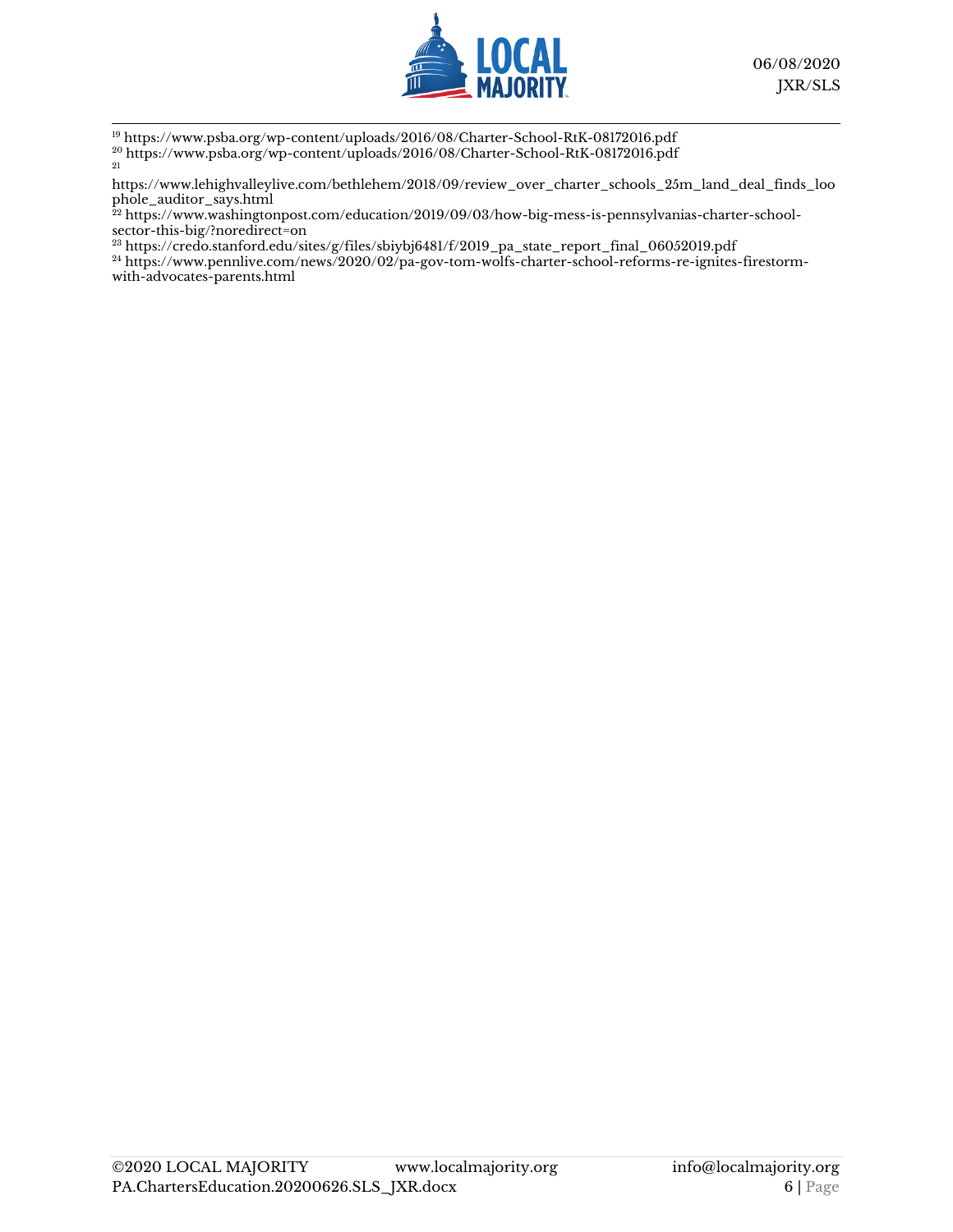[19] https://www.psba.org/wp-content/uploads/2016/08/Charter-School-RtK-08172016.pdf

[20] https://www.psba.org/wp-content/uploads/2016/08/Charter-School-RtK-08172016.pdf

[21] https://www.lehighvalleylive.com/bethlehem/2018/09/review_over_charter_schools_25m_land_deal_finds_loophole_auditor_says.html

[22] https://www.washingtonpost.com/education/2019/09/03/how-big-mess-is-pennsylvanias-charter-school-sector-this-big/?noredirect=on

[23] https://credo.stanford.edu/sites/g/files/sbiybj6481/f/2019_pa_state_report_final_06052019.pdf

[24] https://www.pennlive.com/news/2020/02/pa-gov-tom-wolfs-charter-school-reforms-re-ignites-firestorm-with-advocates-parents.html